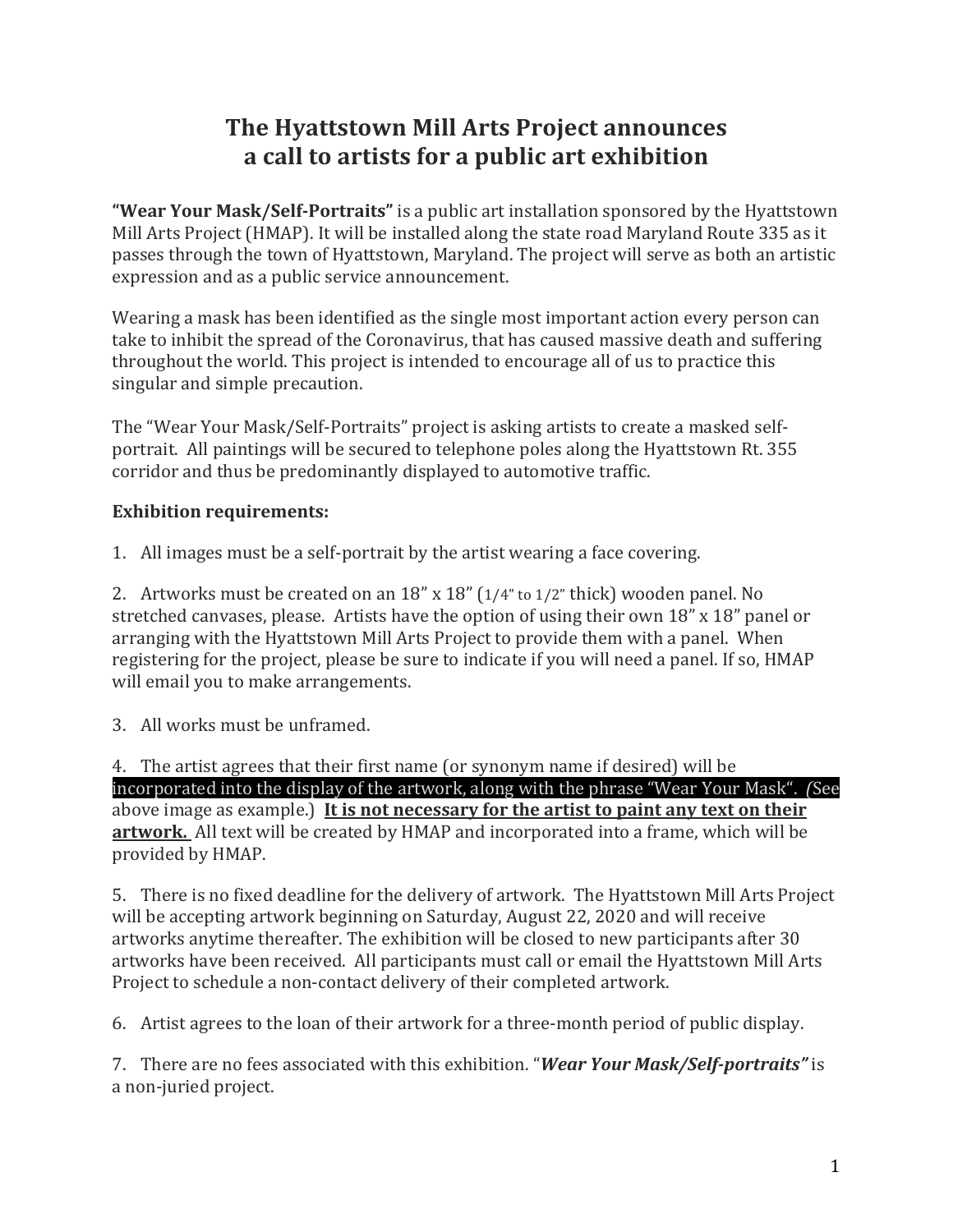# The Hyattstown Mill Arts Project announces a call to artists for a public art exhibition

**"Wear Your Mask/Self-Portraits"** is a public art installation sponsored by the Hyattstown Mill Arts Project (HMAP). It will be installed along the state road Maryland Route 335 as it passes through the town of Hyattstown, Maryland. The project will serve as both an artistic expression and as a public service announcement.

Wearing a mask has been identified as the single most important action every person can take to inhibit the spread of the Coronavirus, that has caused massive death and suffering throughout the world. This project is intended to encourage all of us to practice this singular and simple precaution.

The "Wear Your Mask/Self-Portraits" project is asking artists to create a masked self-portrait. All paintings will be secured to telephone poles along the Hyattstown Rt. 355 corridor and thus be predominantly displayed to automotive traffic.

**Exhibition requirements:**

1. All images must be a self-portrait by the artist wearing a face covering.

2. Artworks must be created on an 18" x 18" (1/4" to 1/2" thick) wooden panel. No stretched canvases, please. Artists have the option of using their own 18" x 18" panel or arranging with the Hyattstown Mill Arts Project to provide them with a panel. When registering for the project, please be sure to indicate if you will need a panel. If so, HMAP will email you to make arrangements.

3. All works must be unframed.

4. The artist agrees that their first name (or synonym name if desired) will be incorporated into the display of the artwork, along with the phrase "Wear Your Mask". *(*See above image as example.) **It is not necessary for the artist to paint any text on their artwork.** All text will be created by HMAP and incorporated into a frame, which will be provided by HMAP.

5. There is no fixed deadline for the delivery of artwork. The Hyattstown Mill Arts Project will be accepting artwork beginning on Saturday, August 22, 2020 and will receive artworks anytime thereafter. The exhibition will be closed to new participants after 30 artworks have been received. All participants must call or email the Hyattstown Mill Arts Project to schedule a non-contact delivery of their completed artwork.

6. Artist agrees to the loan of their artwork for a three-month period of public display.

7. There are no fees associated with this exhibition. "***Wear Your Mask/Self-portraits"*** is a non-juried project.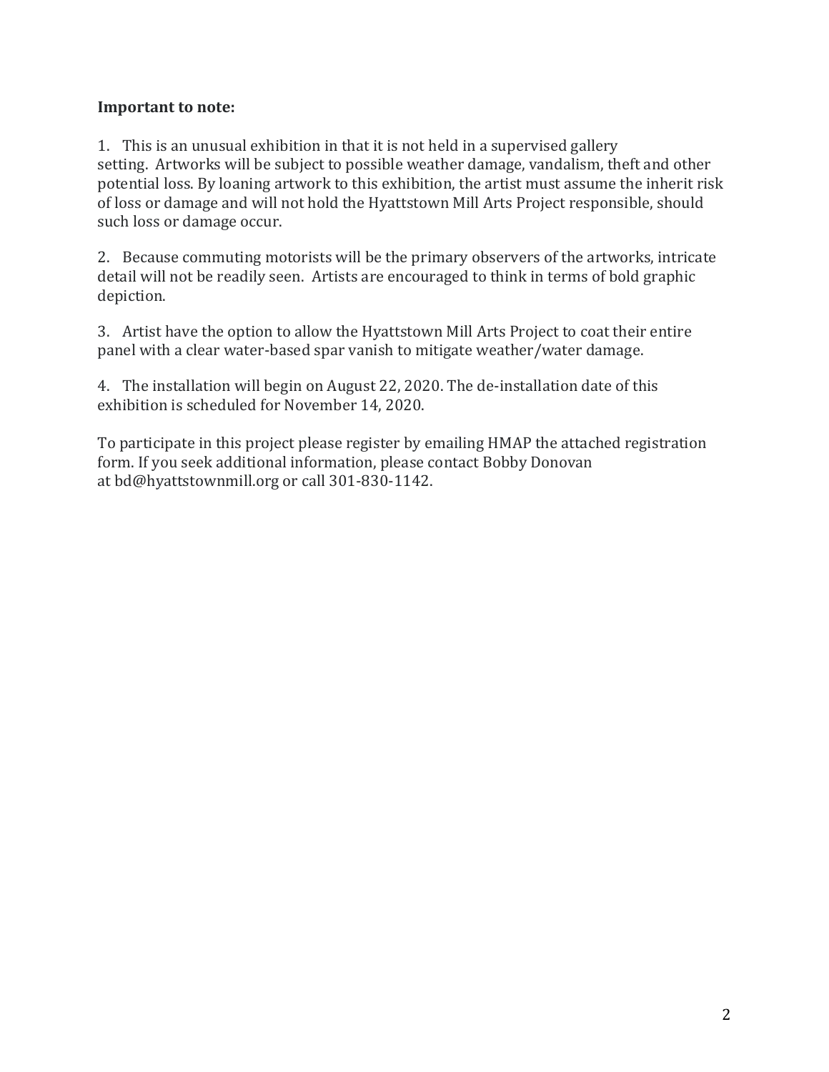**Important to note:**

1. This is an unusual exhibition in that it is not held in a supervised gallery setting. Artworks will be subject to possible weather damage, vandalism, theft and other potential loss. By loaning artwork to this exhibition, the artist must assume the inherit risk of loss or damage and will not hold the Hyattstown Mill Arts Project responsible, should such loss or damage occur.

2. Because commuting motorists will be the primary observers of the artworks, intricate detail will not be readily seen. Artists are encouraged to think in terms of bold graphic depiction.

3. Artist have the option to allow the Hyattstown Mill Arts Project to coat their entire panel with a clear water-based spar vanish to mitigate weather/water damage.

4. The installation will begin on August 22, 2020. The de-installation date of this exhibition is scheduled for November 14, 2020.

To participate in this project please register by emailing HMAP the attached registration form. If you seek additional information, please contact Bobby Donovan at bd@hyattstownmill.org or call 301-830-1142.